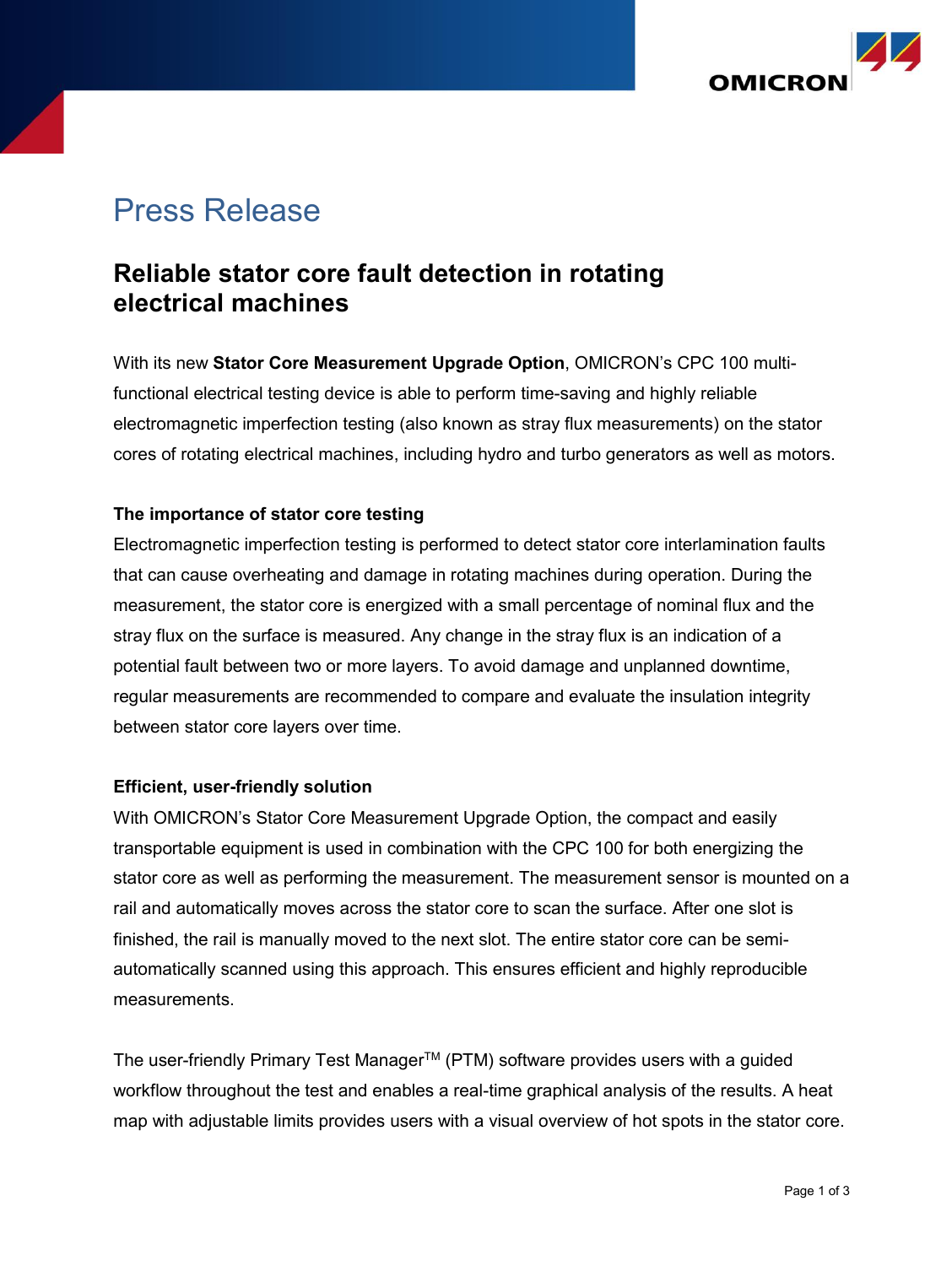# Press Release

## Reliable stator core fault detection in rotating electrical machines

With its new **Stator Core Measurement Upgrade Option**, OMICRON's CPC 100 multi-functional electrical testing device is able to perform time-saving and highly reliable electromagnetic imperfection testing (also known as stray flux measurements) on the stator cores of rotating electrical machines, including hydro and turbo generators as well as motors.

**The importance of stator core testing**

Electromagnetic imperfection testing is performed to detect stator core interlamination faults that can cause overheating and damage in rotating machines during operation. During the measurement, the stator core is energized with a small percentage of nominal flux and the stray flux on the surface is measured. Any change in the stray flux is an indication of a potential fault between two or more layers. To avoid damage and unplanned downtime, regular measurements are recommended to compare and evaluate the insulation integrity between stator core layers over time.

**Efficient, user-friendly solution**

With OMICRON's Stator Core Measurement Upgrade Option, the compact and easily transportable equipment is used in combination with the CPC 100 for both energizing the stator core as well as performing the measurement. The measurement sensor is mounted on a rail and automatically moves across the stator core to scan the surface. After one slot is finished, the rail is manually moved to the next slot. The entire stator core can be semi-automatically scanned using this approach. This ensures efficient and highly reproducible measurements.

The user-friendly Primary Test Manager™ (PTM) software provides users with a guided workflow throughout the test and enables a real-time graphical analysis of the results. A heat map with adjustable limits provides users with a visual overview of hot spots in the stator core.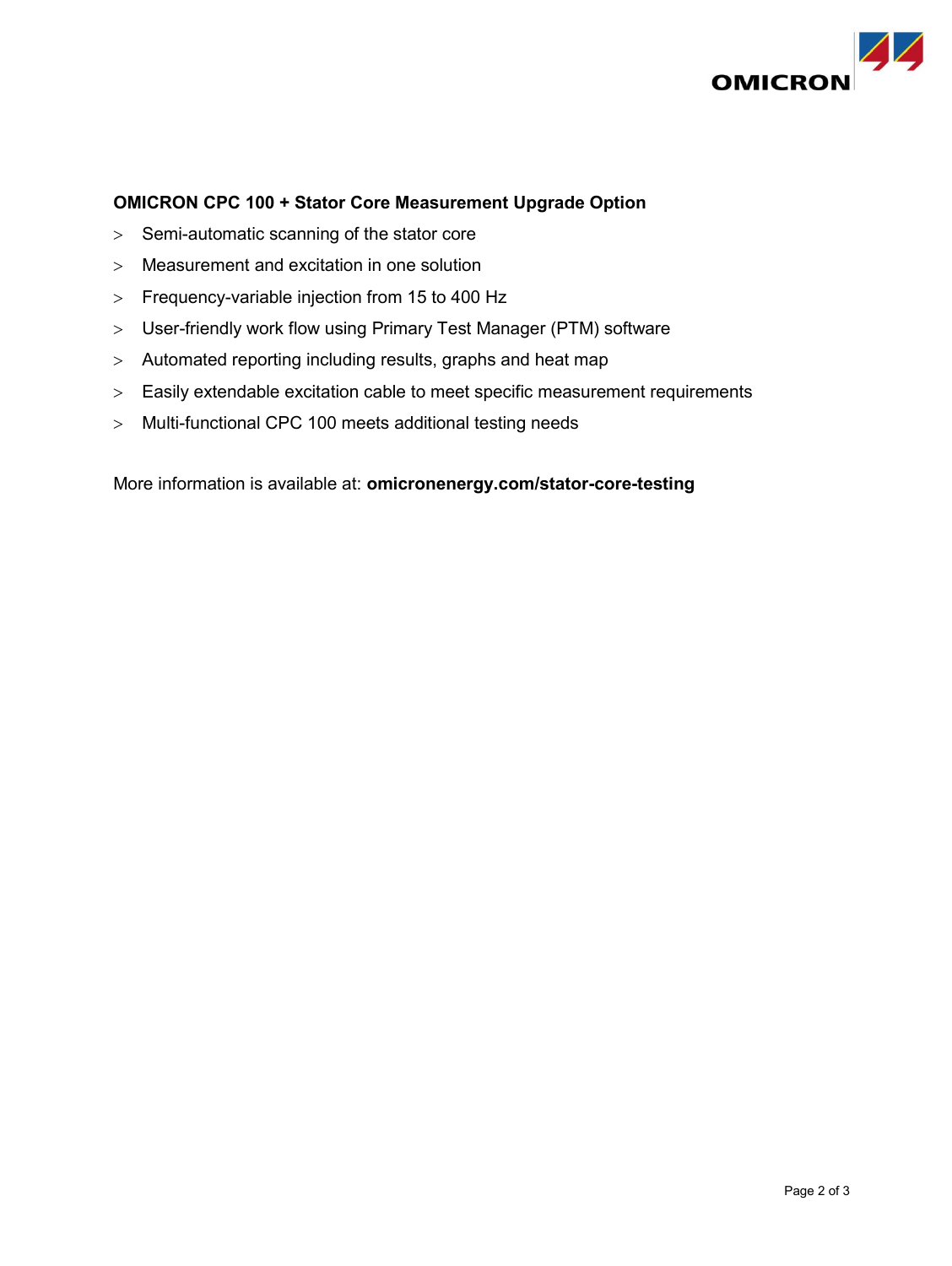**OMICRON CPC 100 + Stator Core Measurement Upgrade Option**

- Semi-automatic scanning of the stator core
- Measurement and excitation in one solution
- Frequency-variable injection from 15 to 400 Hz
- User-friendly work flow using Primary Test Manager (PTM) software
- Automated reporting including results, graphs and heat map
- Easily extendable excitation cable to meet specific measurement requirements
- Multi-functional CPC 100 meets additional testing needs

More information is available at: **omicronenergy.com/stator-core-testing**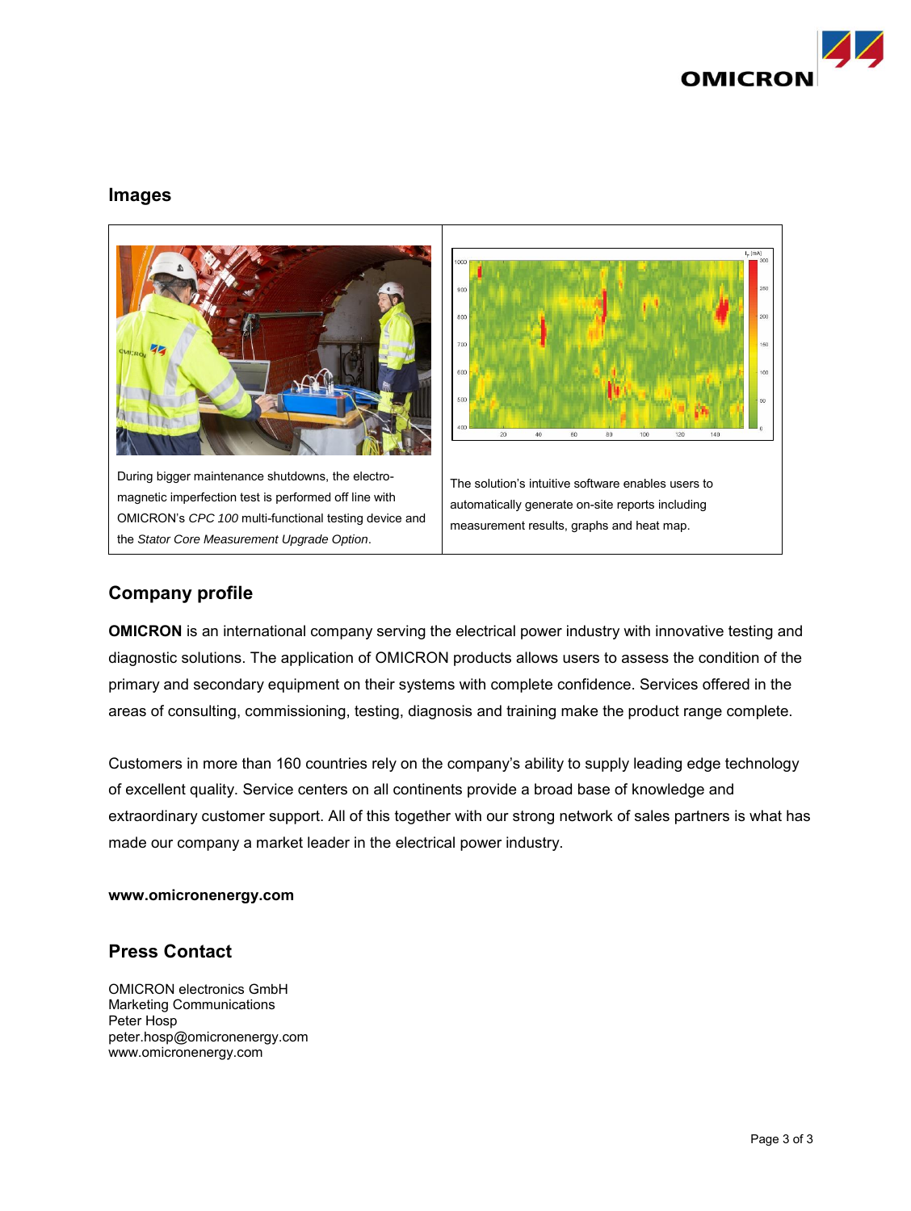## Images

| | |
|---|---|
| During bigger maintenance shutdowns, the electro-magnetic imperfection test is performed off line with OMICRON's *CPC 100* multi-functional testing device and the *Stator Core Measurement Upgrade Option*. | The solution's intuitive software enables users to automatically generate on-site reports including measurement results, graphs and heat map. |

## Company profile

**OMICRON** is an international company serving the electrical power industry with innovative testing and diagnostic solutions. The application of OMICRON products allows users to assess the condition of the primary and secondary equipment on their systems with complete confidence. Services offered in the areas of consulting, commissioning, testing, diagnosis and training make the product range complete.

Customers in more than 160 countries rely on the company's ability to supply leading edge technology of excellent quality. Service centers on all continents provide a broad base of knowledge and extraordinary customer support. All of this together with our strong network of sales partners is what has made our company a market leader in the electrical power industry.

**www.omicronenergy.com**

## Press Contact

OMICRON electronics GmbH
Marketing Communications
Peter Hosp
peter.hosp@omicronenergy.com
www.omicronenergy.com